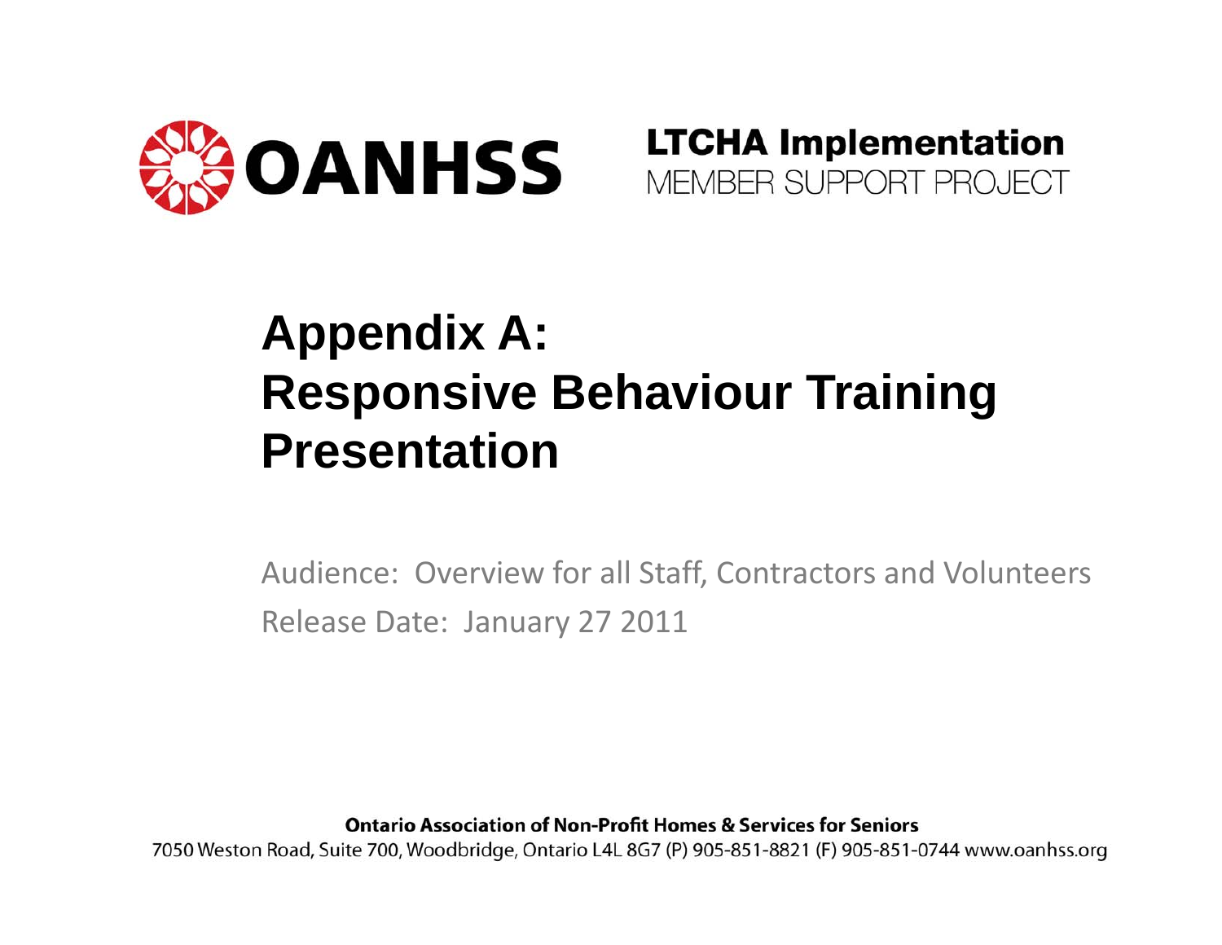OANHSS

**LTCHA Implementation**
MEMBER SUPPORT PROJECT

# Appendix A: Responsive Behaviour Training Presentation

Audience: Overview for all Staff, Contractors and Volunteers

Release Date: January 27 2011

**Ontario Association of Non-Profit Homes & Services for Seniors**
7050 Weston Road, Suite 700, Woodbridge, Ontario L4L 8G7 (P) 905-851-8821 (F) 905-851-0744 www.oanhss.org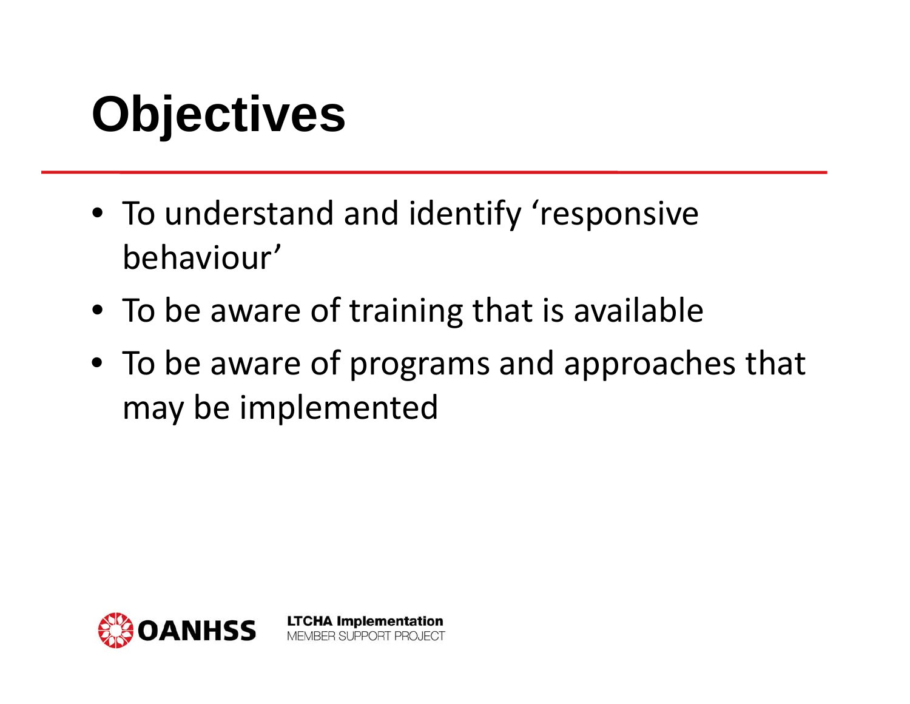# Objectives

- To understand and identify 'responsive behaviour'
- To be aware of training that is available
- To be aware of programs and approaches that may be implemented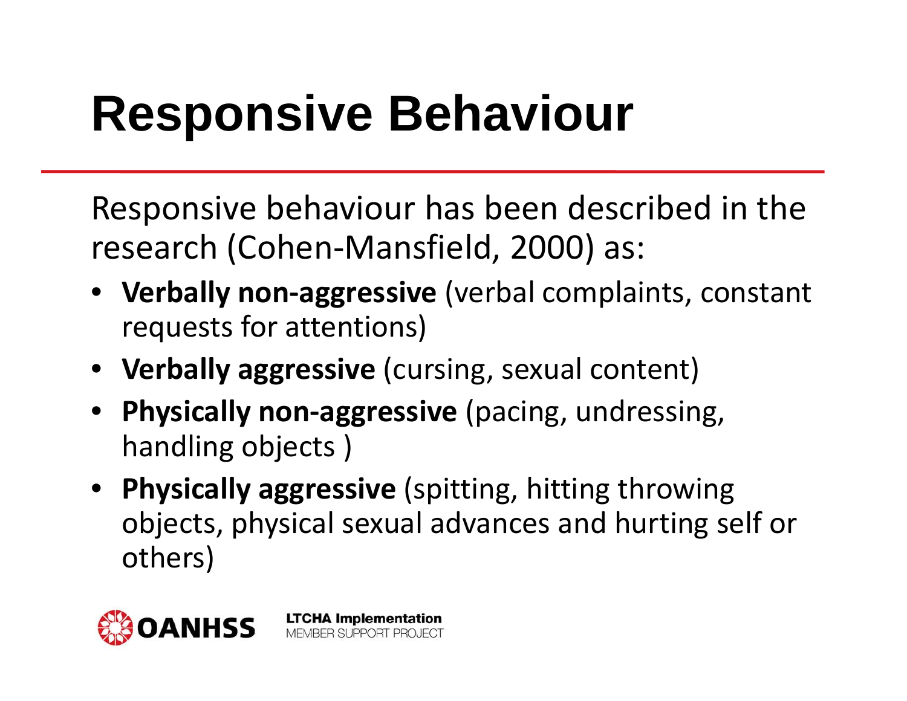# Responsive Behaviour

Responsive behaviour has been described in the research (Cohen-Mansfield, 2000) as:

- **Verbally non-aggressive** (verbal complaints, constant requests for attentions)
- **Verbally aggressive** (cursing, sexual content)
- **Physically non-aggressive** (pacing, undressing, handling objects )
- **Physically aggressive** (spitting, hitting throwing objects, physical sexual advances and hurting self or others)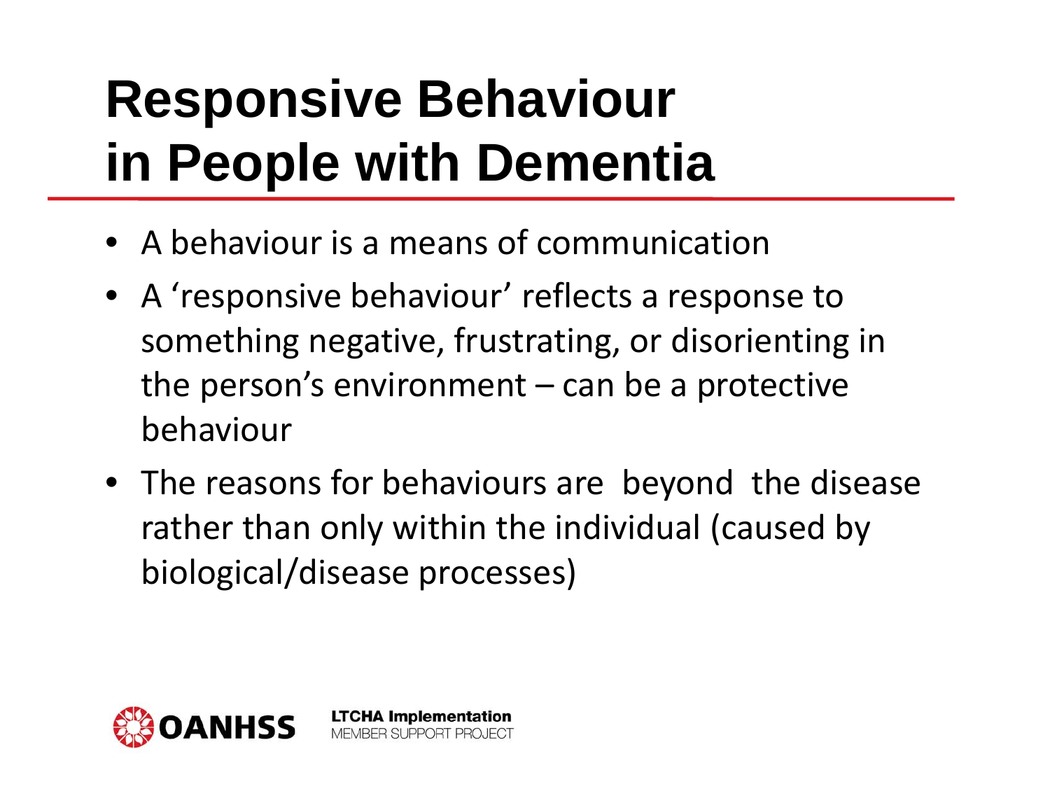# Responsive Behaviour in People with Dementia

- A behaviour is a means of communication
- A 'responsive behaviour' reflects a response to something negative, frustrating, or disorienting in the person's environment – can be a protective behaviour
- The reasons for behaviours are beyond the disease rather than only within the individual (caused by biological/disease processes)

OANHSS

**LTCHA Implementation**
MEMBER SUPPORT PROJECT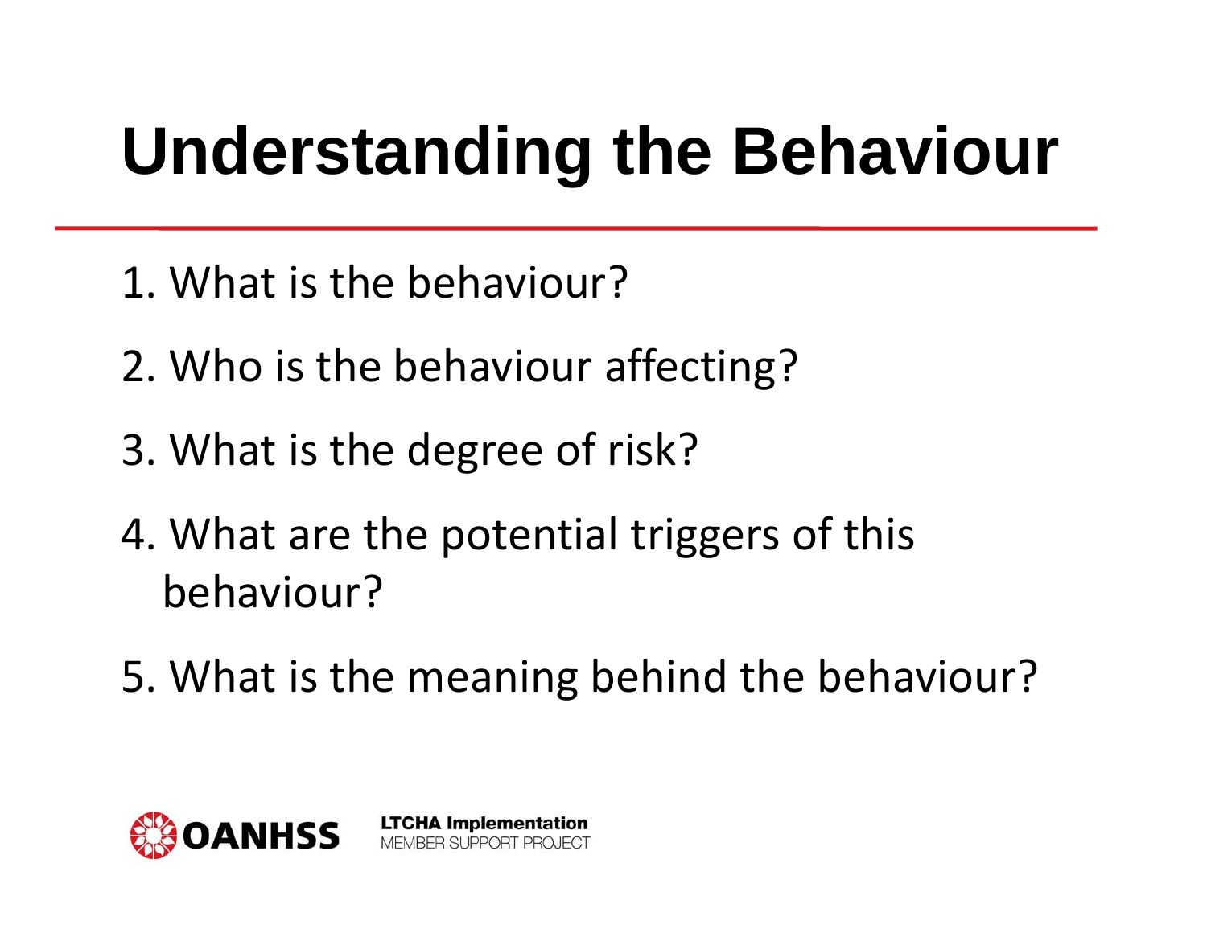# Understanding the Behaviour

1. What is the behaviour?
2. Who is the behaviour affecting?
3. What is the degree of risk?
4. What are the potential triggers of this behaviour?
5. What is the meaning behind the behaviour?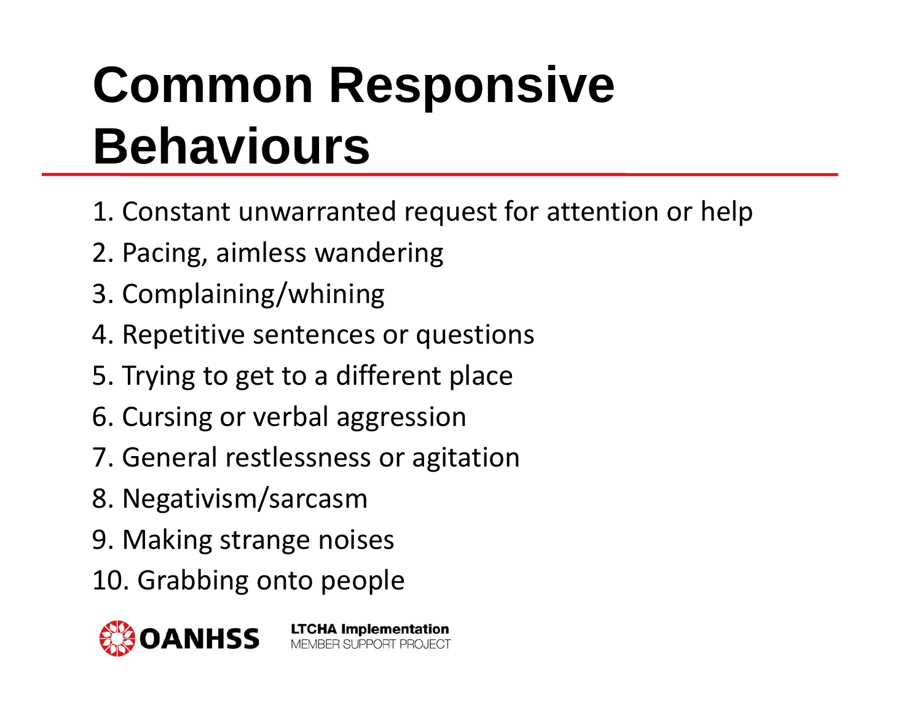# Common Responsive Behaviours

1. Constant unwarranted request for attention or help
2. Pacing, aimless wandering
3. Complaining/whining
4. Repetitive sentences or questions
5. Trying to get to a different place
6. Cursing or verbal aggression
7. General restlessness or agitation
8. Negativism/sarcasm
9. Making strange noises
10. Grabbing onto people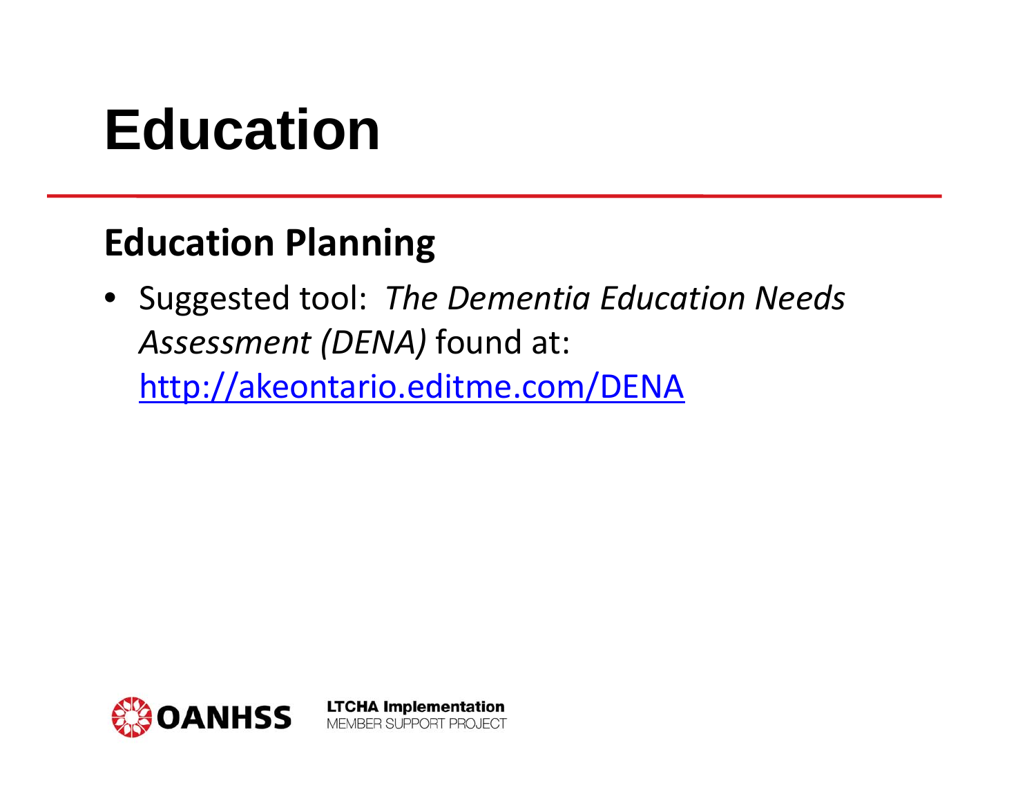# Education

## Education Planning

- Suggested tool: *The Dementia Education Needs Assessment (DENA)* found at: [http://akeontario.editme.com/DENA](http://akeontario.editme.com/DENA)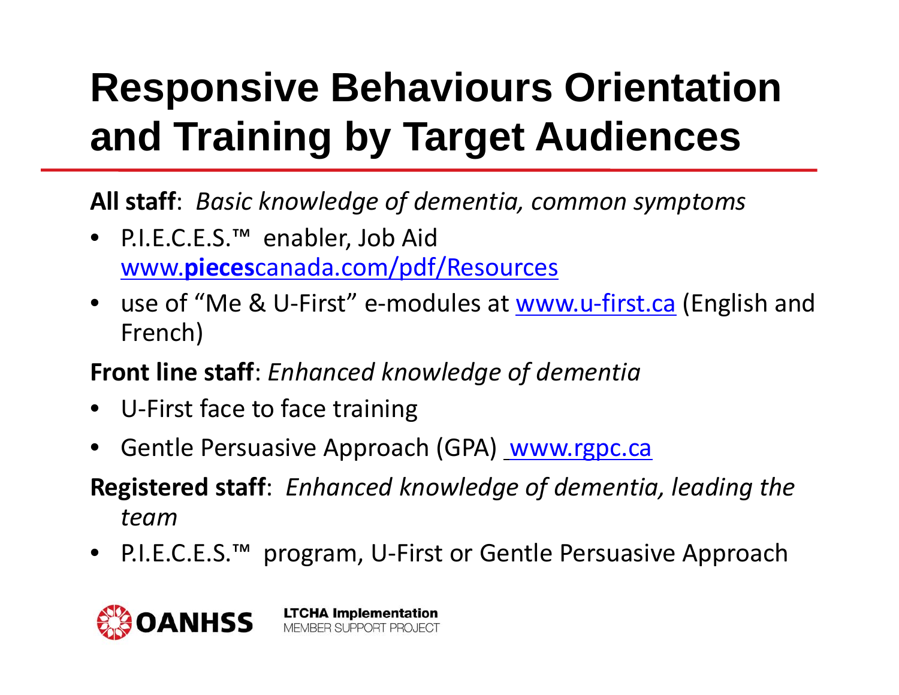# Responsive Behaviours Orientation and Training by Target Audiences

**All staff**: *Basic knowledge of dementia, common symptoms*

- P.I.E.C.E.S.™ enabler, Job Aid www.**pieces**canada.com/pdf/Resources
- use of "Me & U-First" e-modules at www.u-first.ca (English and French)

**Front line staff**: *Enhanced knowledge of dementia*

- U-First face to face training
- Gentle Persuasive Approach (GPA) www.rgpc.ca

**Registered staff**: *Enhanced knowledge of dementia, leading the team*

- P.I.E.C.E.S.™ program, U-First or Gentle Persuasive Approach

OANHSS

**LTCHA Implementation**
MEMBER SUPPORT PROJECT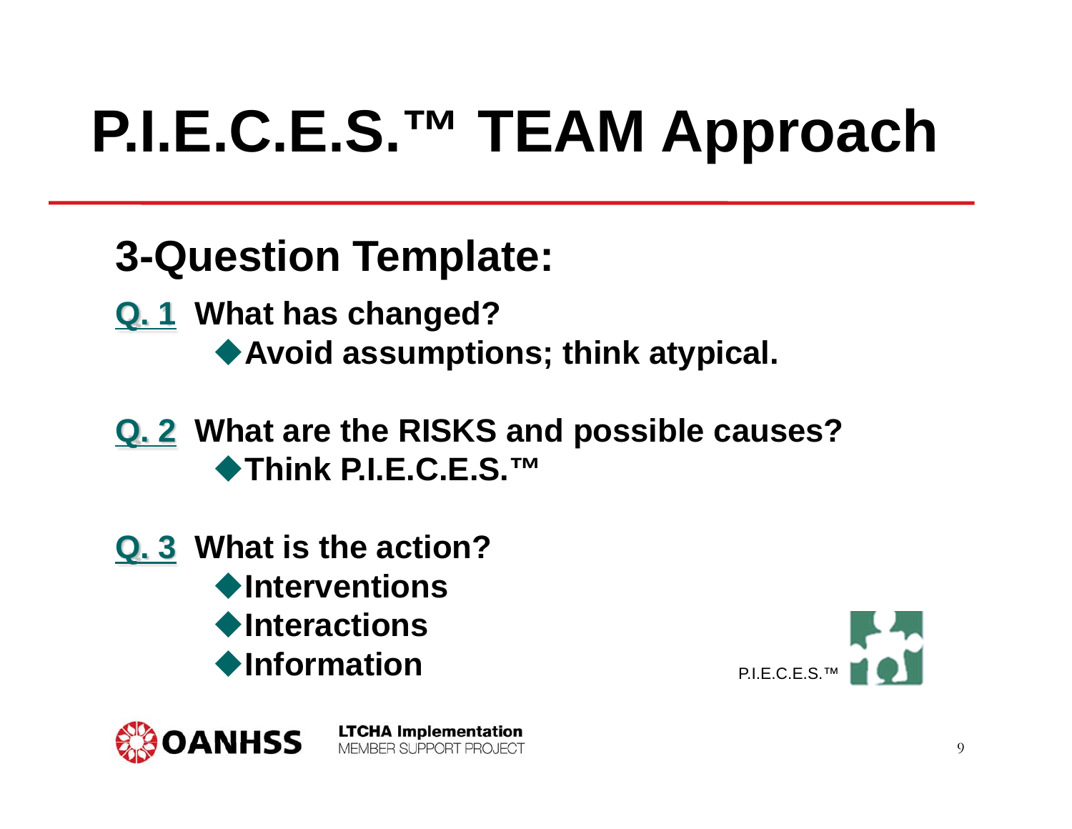# P.I.E.C.E.S.™ TEAM Approach

## 3-Question Template:

**Q. 1** **What has changed?**

- **Avoid assumptions; think atypical.**

**Q. 2** **What are the RISKS and possible causes?**

- **Think P.I.E.C.E.S.™**

**Q. 3** **What is the action?**

- **Interventions**
- **Interactions**
- **Information**

P.I.E.C.E.S.™

OANHSS

**LTCHA Implementation**
MEMBER SUPPORT PROJECT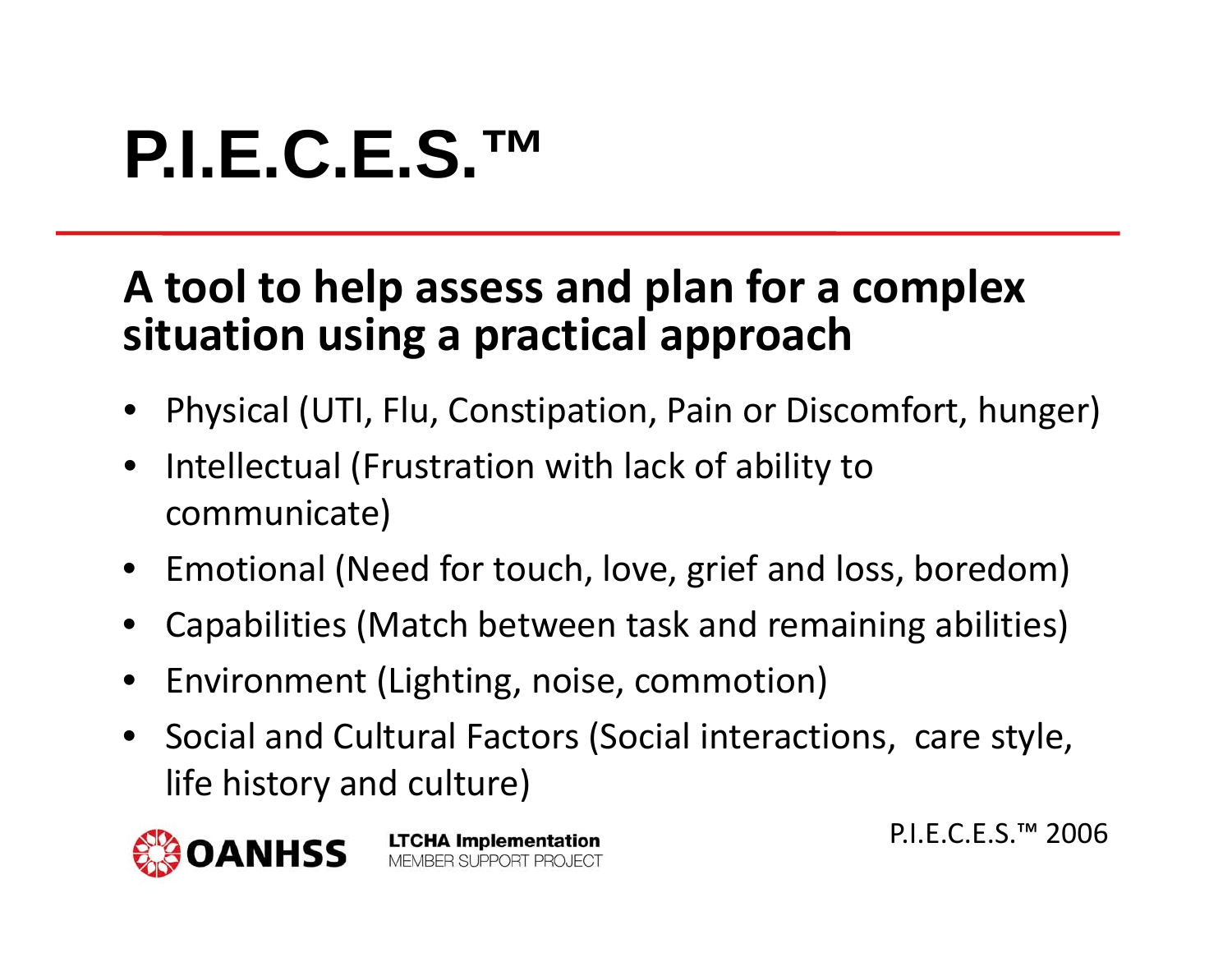# P.I.E.C.E.S.™

## A tool to help assess and plan for a complex situation using a practical approach

- Physical (UTI, Flu, Constipation, Pain or Discomfort, hunger)
- Intellectual (Frustration with lack of ability to communicate)
- Emotional (Need for touch, love, grief and loss, boredom)
- Capabilities (Match between task and remaining abilities)
- Environment (Lighting, noise, commotion)
- Social and Cultural Factors (Social interactions, care style, life history and culture)

P.I.E.C.E.S.™ 2006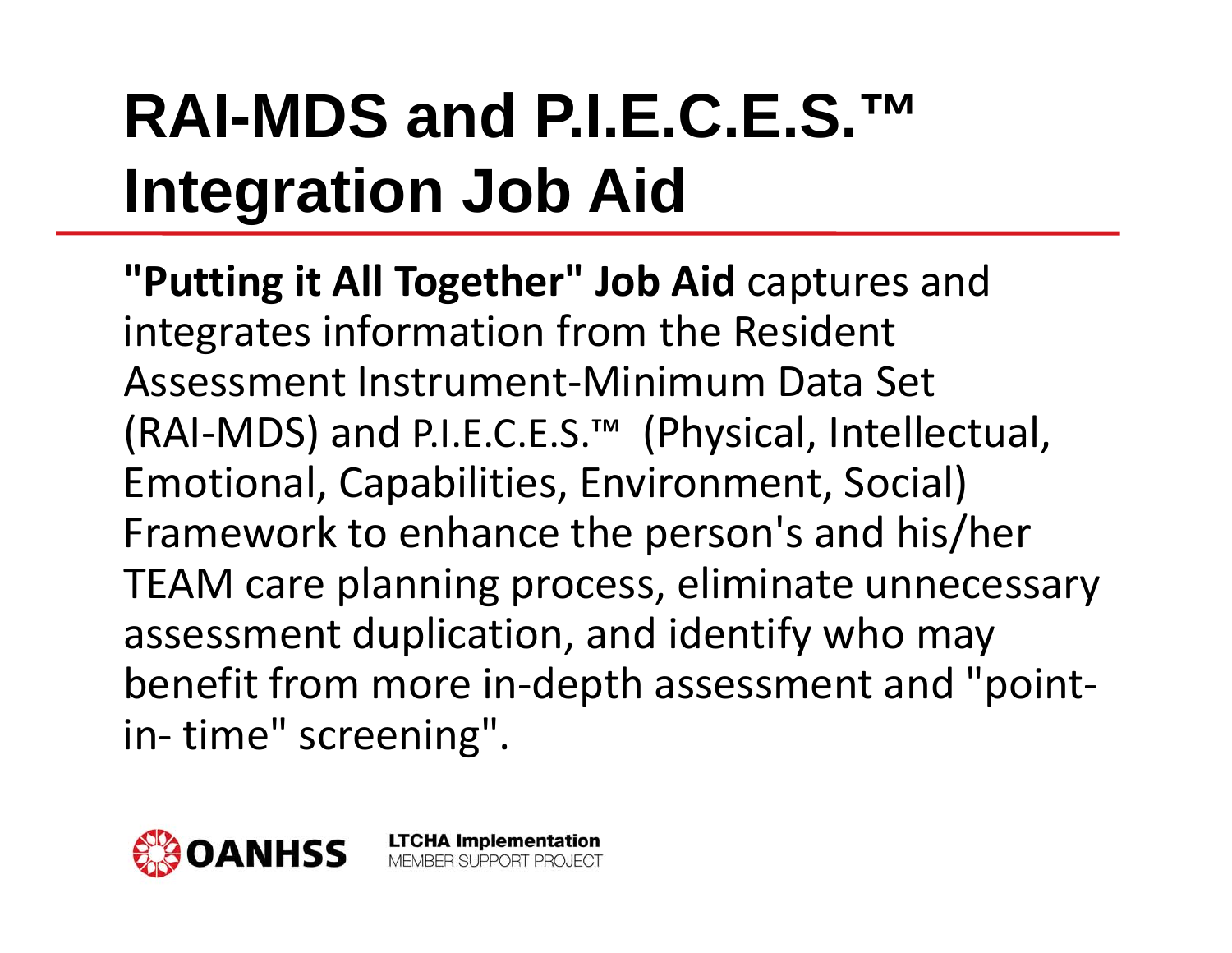# RAI-MDS and P.I.E.C.E.S.™ Integration Job Aid

**"Putting it All Together" Job Aid** captures and integrates information from the Resident Assessment Instrument-Minimum Data Set (RAI-MDS) and P.I.E.C.E.S.™ (Physical, Intellectual, Emotional, Capabilities, Environment, Social) Framework to enhance the person's and his/her TEAM care planning process, eliminate unnecessary assessment duplication, and identify who may benefit from more in-depth assessment and "point-in- time" screening".

OANHSS

**LTCHA Implementation**
MEMBER SUPPORT PROJECT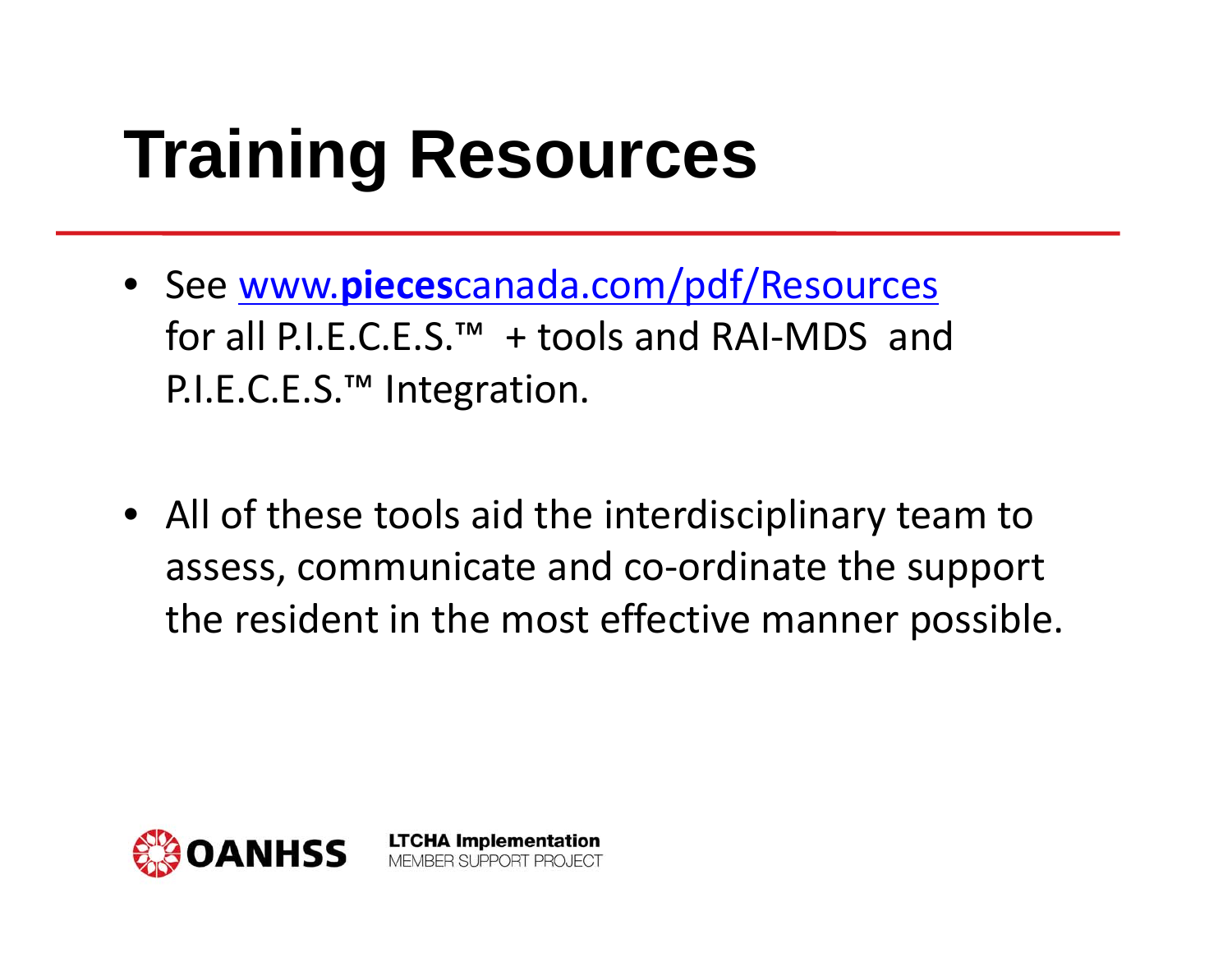# Training Resources

- See [www.**pieces**canada.com/pdf/Resources](www.piecescanada.com/pdf/Resources) for all P.I.E.C.E.S.™ + tools and RAI-MDS and P.I.E.C.E.S.™ Integration.

- All of these tools aid the interdisciplinary team to assess, communicate and co-ordinate the support the resident in the most effective manner possible.

OANHSS

**LTCHA Implementation**
MEMBER SUPPORT PROJECT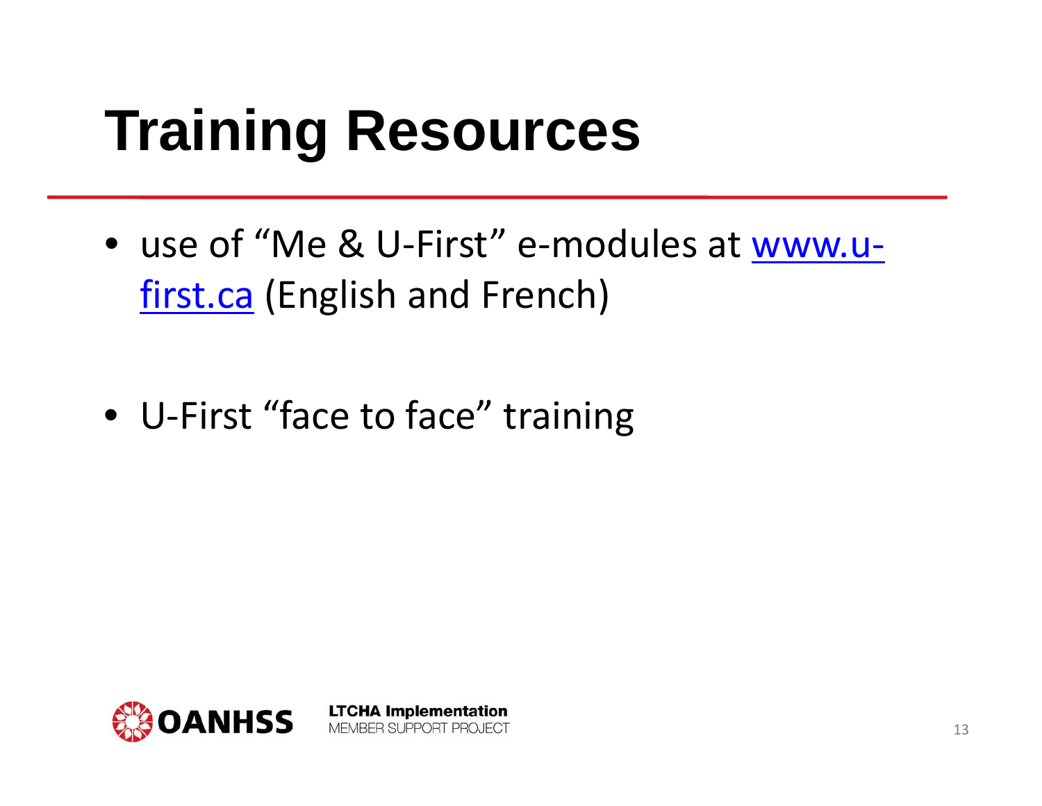# Training Resources

- use of "Me & U-First" e-modules at [www.u-first.ca](http://www.u-first.ca) (English and French)

- U-First "face to face" training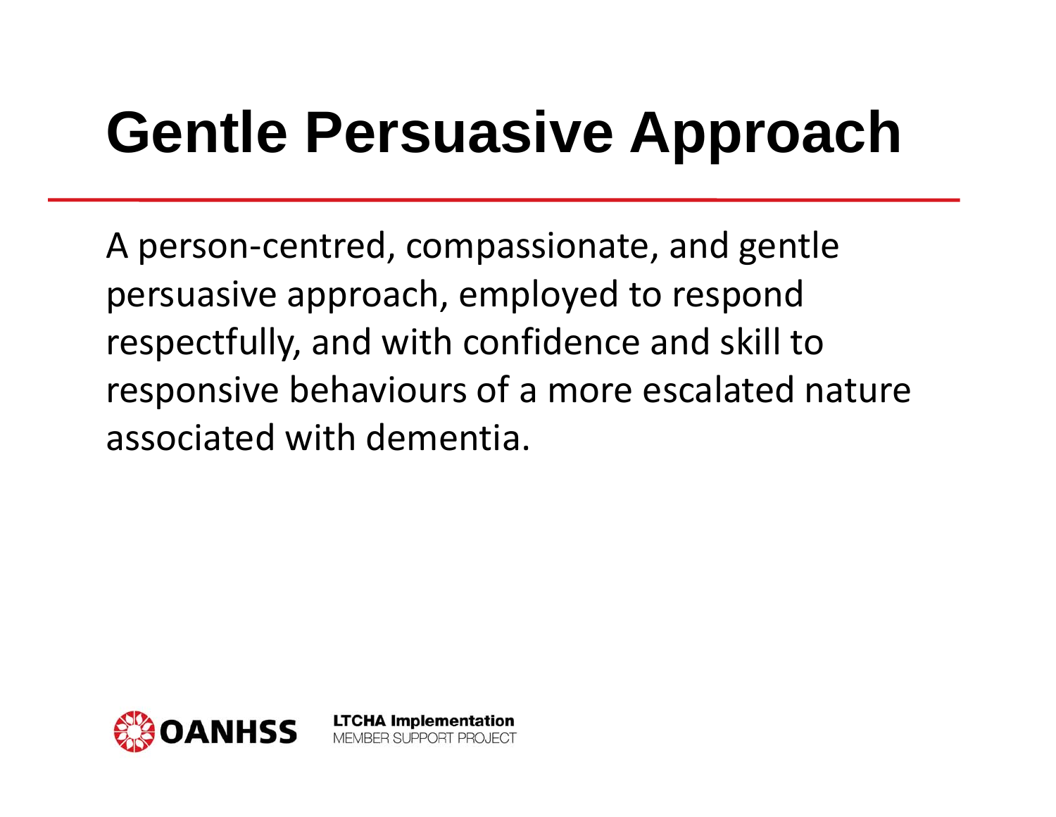# Gentle Persuasive Approach

A person-centred, compassionate, and gentle persuasive approach, employed to respond respectfully, and with confidence and skill to responsive behaviours of a more escalated nature associated with dementia.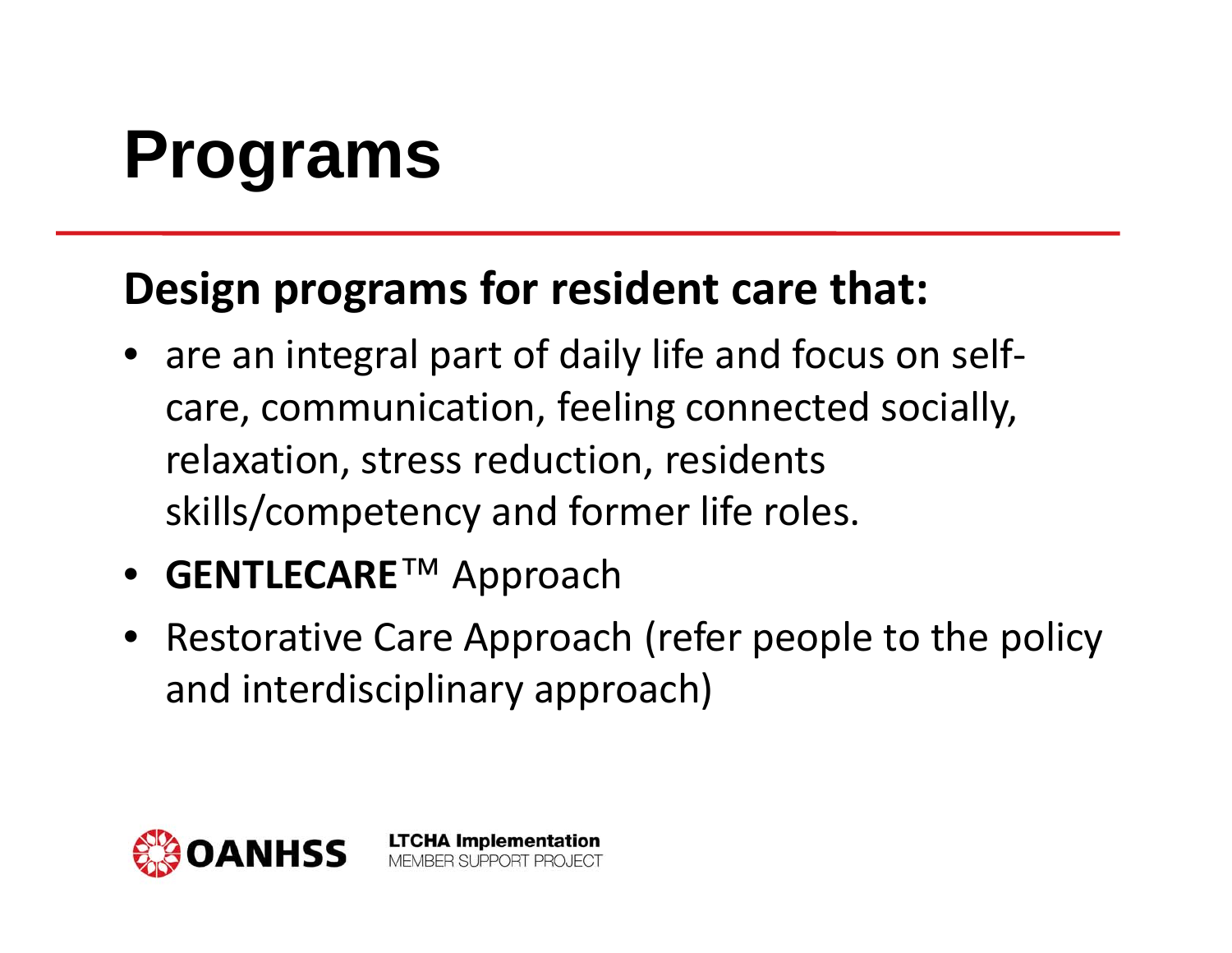# Programs

**Design programs for resident care that:**

- are an integral part of daily life and focus on self-care, communication, feeling connected socially, relaxation, stress reduction, residents skills/competency and former life roles.
- **GENTLECARE**™ Approach
- Restorative Care Approach (refer people to the policy and interdisciplinary approach)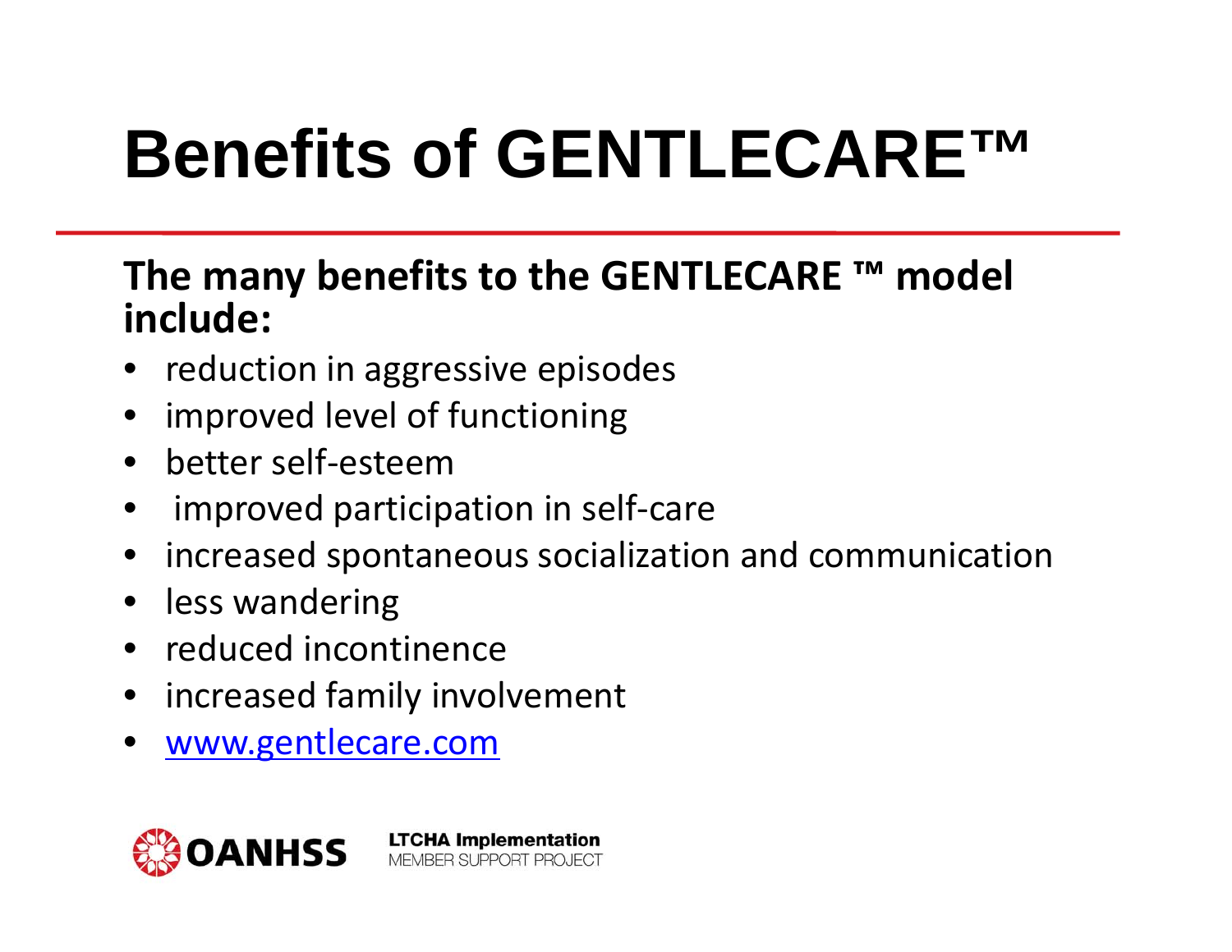# Benefits of GENTLECARE™

**The many benefits to the GENTLECARE ™ model include:**

- reduction in aggressive episodes
- improved level of functioning
- better self-esteem
- improved participation in self-care
- increased spontaneous socialization and communication
- less wandering
- reduced incontinence
- increased family involvement
- www.gentlecare.com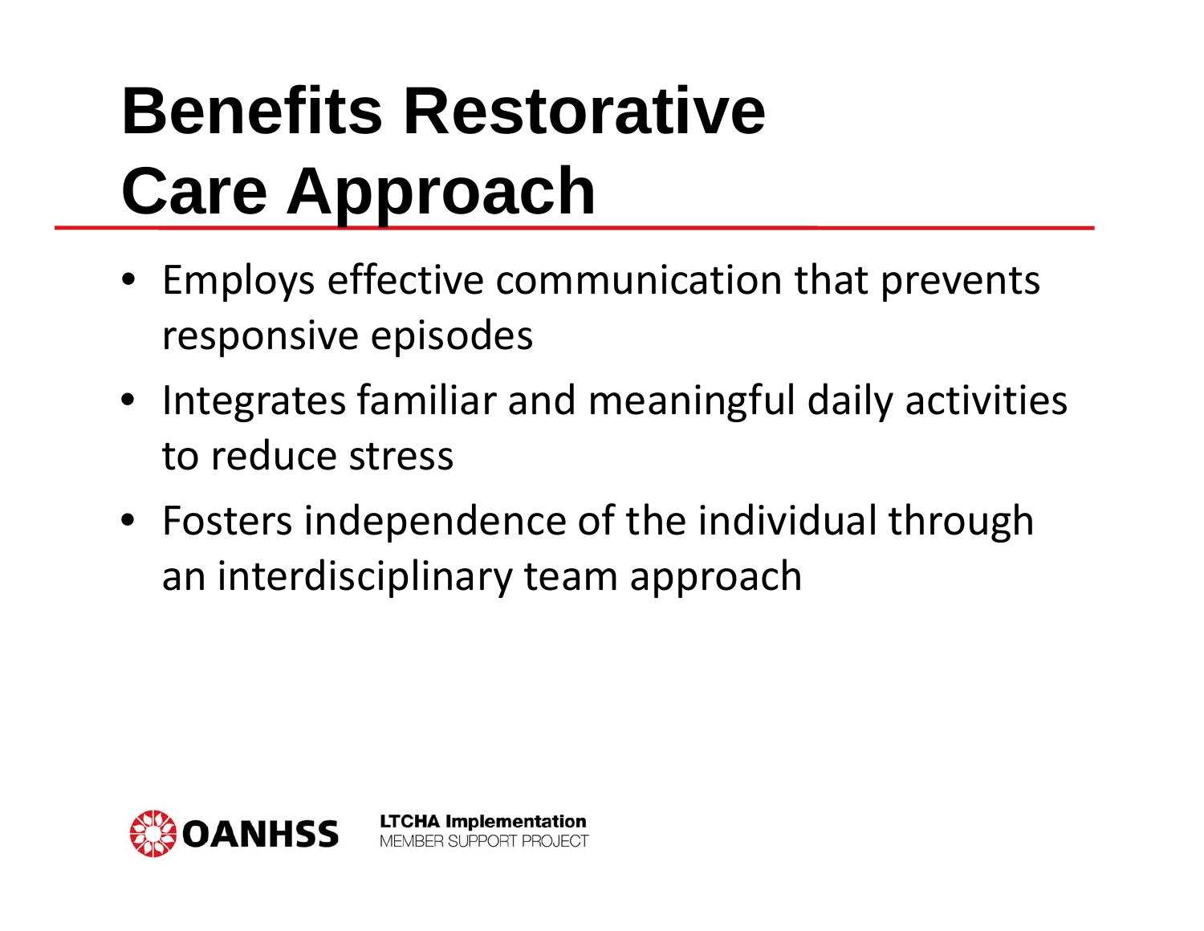# Benefits Restorative Care Approach

- Employs effective communication that prevents responsive episodes
- Integrates familiar and meaningful daily activities to reduce stress
- Fosters independence of the individual through an interdisciplinary team approach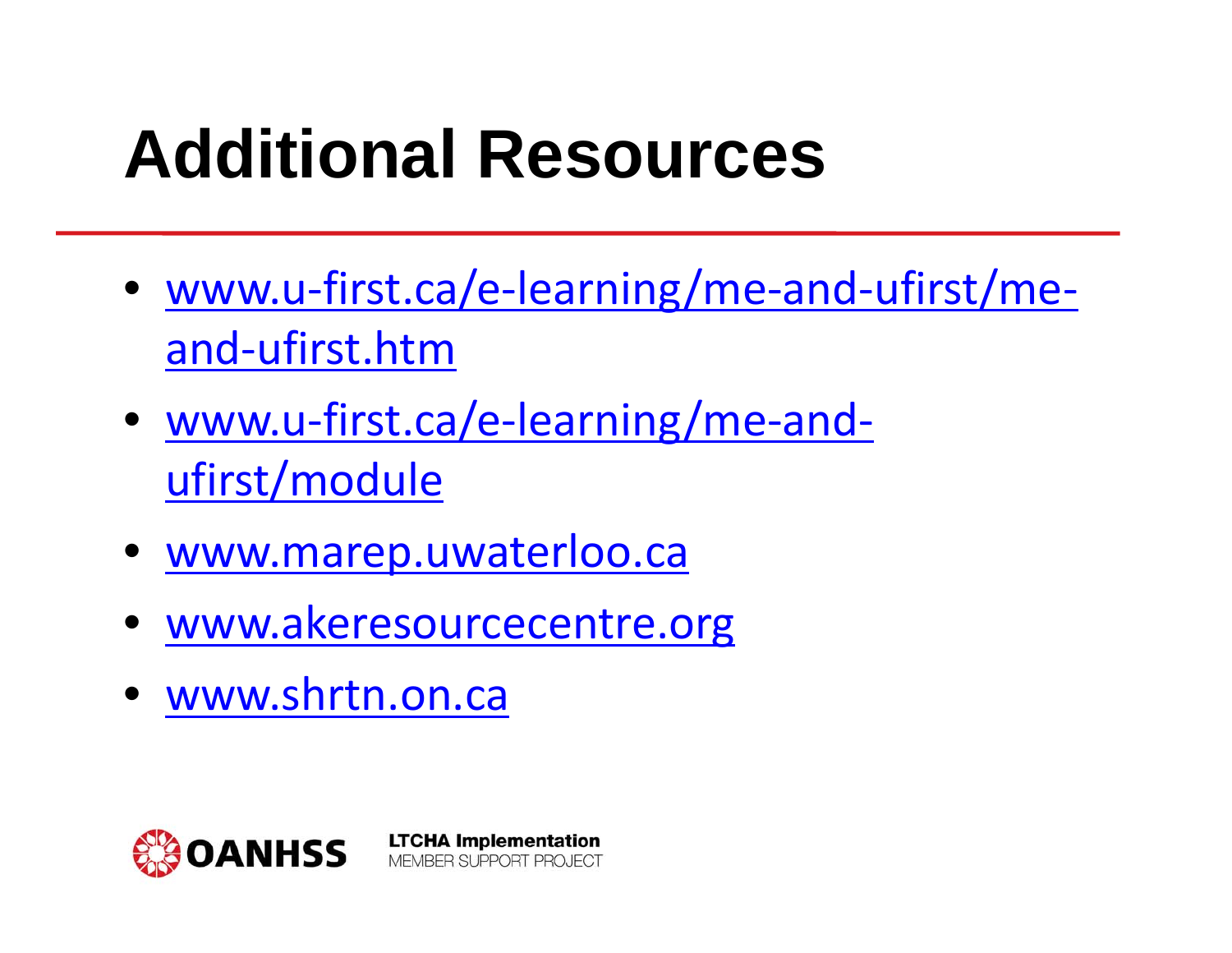# Additional Resources

- www.u-first.ca/e-learning/me-and-ufirst/me-and-ufirst.htm
- www.u-first.ca/e-learning/me-and-ufirst/module
- www.marep.uwaterloo.ca
- www.akeresourcecentre.org
- www.shrtn.on.ca

OANHSS LTCHA Implementation MEMBER SUPPORT PROJECT